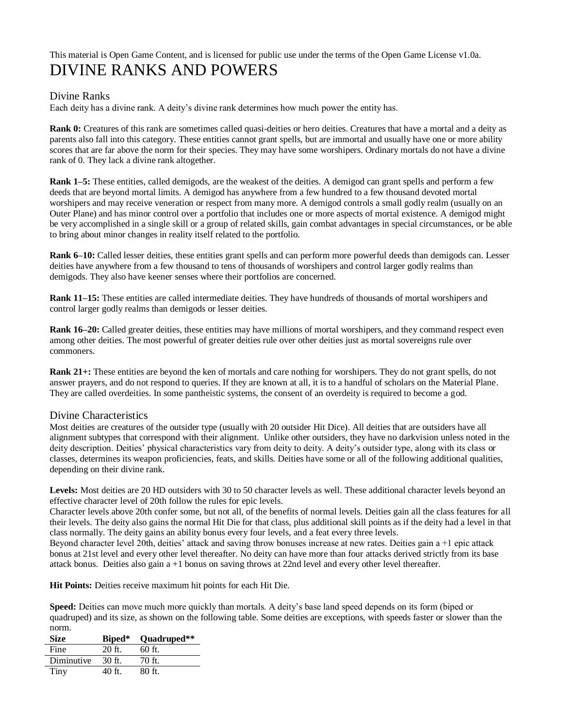This material is Open Game Content, and is licensed for public use under the terms of the Open Game License v1.0a.

# DIVINE RANKS AND POWERS

## Divine Ranks

Each deity has a divine rank. A deity's divine rank determines how much power the entity has.

**Rank 0:** Creatures of this rank are sometimes called quasi-deities or hero deities. Creatures that have a mortal and a deity as parents also fall into this category. These entities cannot grant spells, but are immortal and usually have one or more ability scores that are far above the norm for their species. They may have some worshipers. Ordinary mortals do not have a divine rank of 0. They lack a divine rank altogether.

**Rank 1–5:** These entities, called demigods, are the weakest of the deities. A demigod can grant spells and perform a few deeds that are beyond mortal limits. A demigod has anywhere from a few hundred to a few thousand devoted mortal worshipers and may receive veneration or respect from many more. A demigod controls a small godly realm (usually on an Outer Plane) and has minor control over a portfolio that includes one or more aspects of mortal existence. A demigod might be very accomplished in a single skill or a group of related skills, gain combat advantages in special circumstances, or be able to bring about minor changes in reality itself related to the portfolio.

**Rank 6–10:** Called lesser deities, these entities grant spells and can perform more powerful deeds than demigods can. Lesser deities have anywhere from a few thousand to tens of thousands of worshipers and control larger godly realms than demigods. They also have keener senses where their portfolios are concerned.

**Rank 11–15:** These entities are called intermediate deities. They have hundreds of thousands of mortal worshipers and control larger godly realms than demigods or lesser deities.

**Rank 16–20:** Called greater deities, these entities may have millions of mortal worshipers, and they command respect even among other deities. The most powerful of greater deities rule over other deities just as mortal sovereigns rule over commoners.

**Rank 21+:** These entities are beyond the ken of mortals and care nothing for worshipers. They do not grant spells, do not answer prayers, and do not respond to queries. If they are known at all, it is to a handful of scholars on the Material Plane. They are called overdeities. In some pantheistic systems, the consent of an overdeity is required to become a god.

## Divine Characteristics

Most deities are creatures of the outsider type (usually with 20 outsider Hit Dice). All deities that are outsiders have all alignment subtypes that correspond with their alignment. Unlike other outsiders, they have no darkvision unless noted in the deity description. Deities' physical characteristics vary from deity to deity. A deity's outsider type, along with its class or classes, determines its weapon proficiencies, feats, and skills. Deities have some or all of the following additional qualities, depending on their divine rank.

**Levels:** Most deities are 20 HD outsiders with 30 to 50 character levels as well. These additional character levels beyond an effective character level of 20th follow the rules for epic levels.

Character levels above 20th confer some, but not all, of the benefits of normal levels. Deities gain all the class features for all their levels. The deity also gains the normal Hit Die for that class, plus additional skill points as if the deity had a level in that class normally. The deity gains an ability bonus every four levels, and a feat every three levels.

Beyond character level 20th, deities' attack and saving throw bonuses increase at new rates. Deities gain a +1 epic attack bonus at 21st level and every other level thereafter. No deity can have more than four attacks derived strictly from its base attack bonus. Deities also gain a +1 bonus on saving throws at 22nd level and every other level thereafter.

**Hit Points:** Deities receive maximum hit points for each Hit Die.

**Speed:** Deities can move much more quickly than mortals. A deity's base land speed depends on its form (biped or quadruped) and its size, as shown on the following table. Some deities are exceptions, with speeds faster or slower than the norm.

| Size | Biped* | Quadruped** |
|---|---|---|
| Fine | 20 ft. | 60 ft. |
| Diminutive | 30 ft. | 70 ft. |
| Tiny | 40 ft. | 80 ft. |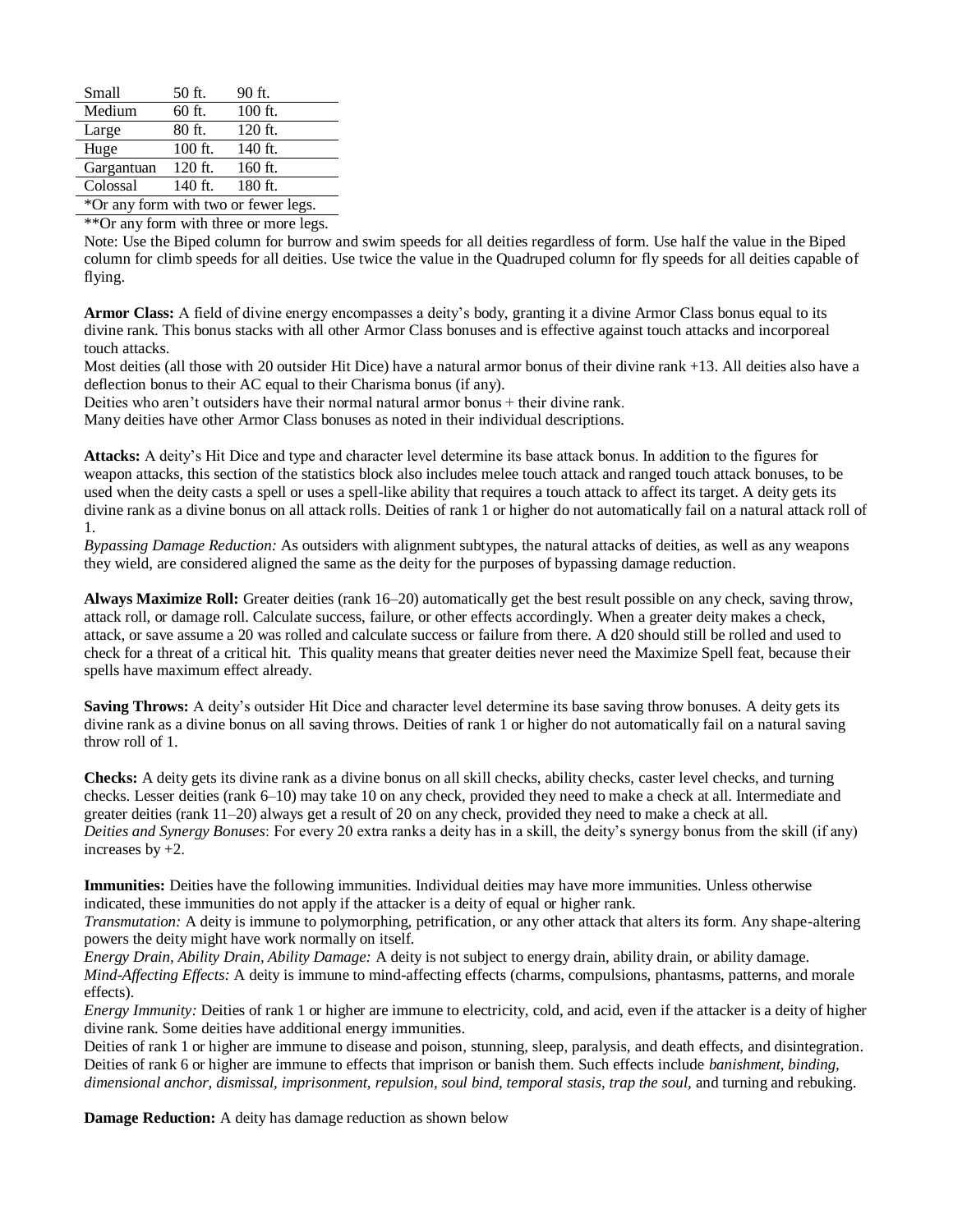| | | |
|---|---|---|
| Small | 50 ft. | 90 ft. |
| Medium | 60 ft. | 100 ft. |
| Large | 80 ft. | 120 ft. |
| Huge | 100 ft. | 140 ft. |
| Gargantuan | 120 ft. | 160 ft. |
| Colossal | 140 ft. | 180 ft. |

*Or any form with two or fewer legs.

**Or any form with three or more legs.

Note: Use the Biped column for burrow and swim speeds for all deities regardless of form. Use half the value in the Biped column for climb speeds for all deities. Use twice the value in the Quadruped column for fly speeds for all deities capable of flying.

**Armor Class:** A field of divine energy encompasses a deity's body, granting it a divine Armor Class bonus equal to its divine rank. This bonus stacks with all other Armor Class bonuses and is effective against touch attacks and incorporeal touch attacks.

Most deities (all those with 20 outsider Hit Dice) have a natural armor bonus of their divine rank +13. All deities also have a deflection bonus to their AC equal to their Charisma bonus (if any).

Deities who aren't outsiders have their normal natural armor bonus + their divine rank.

Many deities have other Armor Class bonuses as noted in their individual descriptions.

**Attacks:** A deity's Hit Dice and type and character level determine its base attack bonus. In addition to the figures for weapon attacks, this section of the statistics block also includes melee touch attack and ranged touch attack bonuses, to be used when the deity casts a spell or uses a spell-like ability that requires a touch attack to affect its target. A deity gets its divine rank as a divine bonus on all attack rolls. Deities of rank 1 or higher do not automatically fail on a natural attack roll of 1.

*Bypassing Damage Reduction:* As outsiders with alignment subtypes, the natural attacks of deities, as well as any weapons they wield, are considered aligned the same as the deity for the purposes of bypassing damage reduction.

**Always Maximize Roll:** Greater deities (rank 16–20) automatically get the best result possible on any check, saving throw, attack roll, or damage roll. Calculate success, failure, or other effects accordingly. When a greater deity makes a check, attack, or save assume a 20 was rolled and calculate success or failure from there. A d20 should still be rolled and used to check for a threat of a critical hit. This quality means that greater deities never need the Maximize Spell feat, because their spells have maximum effect already.

**Saving Throws:** A deity's outsider Hit Dice and character level determine its base saving throw bonuses. A deity gets its divine rank as a divine bonus on all saving throws. Deities of rank 1 or higher do not automatically fail on a natural saving throw roll of 1.

**Checks:** A deity gets its divine rank as a divine bonus on all skill checks, ability checks, caster level checks, and turning checks. Lesser deities (rank 6–10) may take 10 on any check, provided they need to make a check at all. Intermediate and greater deities (rank 11–20) always get a result of 20 on any check, provided they need to make a check at all.

*Deities and Synergy Bonuses*: For every 20 extra ranks a deity has in a skill, the deity's synergy bonus from the skill (if any) increases by +2.

**Immunities:** Deities have the following immunities. Individual deities may have more immunities. Unless otherwise indicated, these immunities do not apply if the attacker is a deity of equal or higher rank.

*Transmutation:* A deity is immune to polymorphing, petrification, or any other attack that alters its form. Any shape-altering powers the deity might have work normally on itself.

*Energy Drain, Ability Drain, Ability Damage:* A deity is not subject to energy drain, ability drain, or ability damage.

*Mind-Affecting Effects:* A deity is immune to mind-affecting effects (charms, compulsions, phantasms, patterns, and morale effects).

*Energy Immunity:* Deities of rank 1 or higher are immune to electricity, cold, and acid, even if the attacker is a deity of higher divine rank. Some deities have additional energy immunities.

Deities of rank 1 or higher are immune to disease and poison, stunning, sleep, paralysis, and death effects, and disintegration.

Deities of rank 6 or higher are immune to effects that imprison or banish them. Such effects include *banishment, binding, dimensional anchor, dismissal, imprisonment, repulsion, soul bind, temporal stasis, trap the soul,* and turning and rebuking.

**Damage Reduction:** A deity has damage reduction as shown below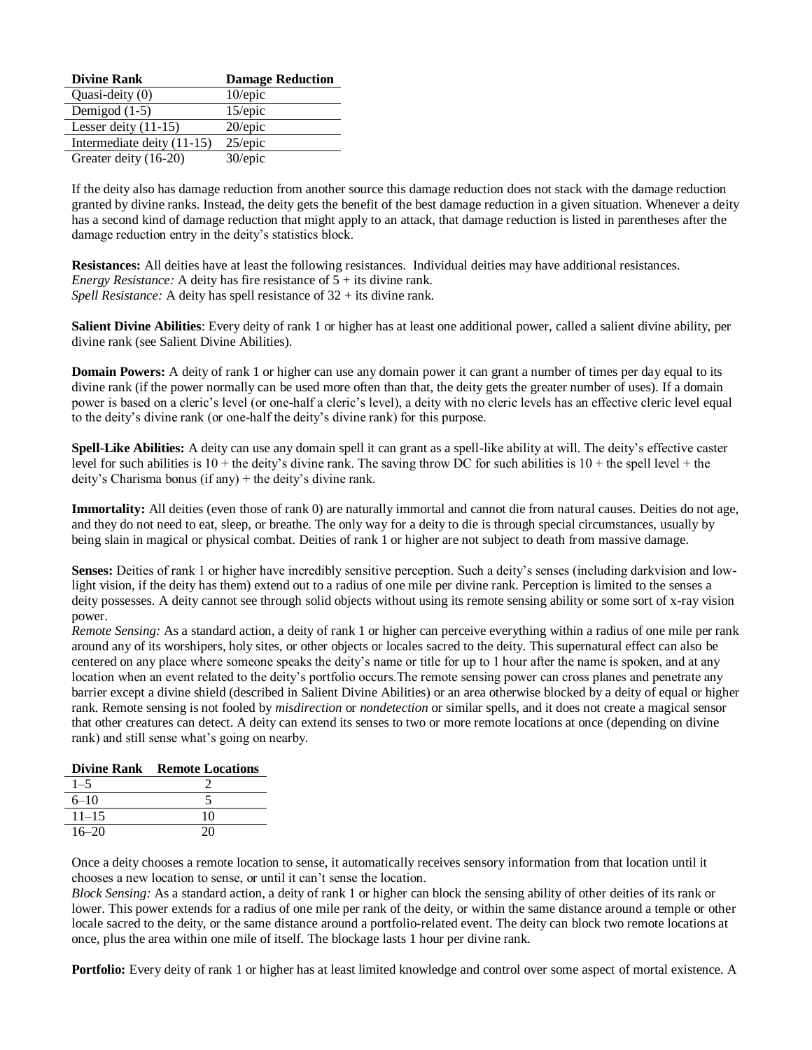| Divine Rank | Damage Reduction |
|---|---|
| Quasi-deity (0) | 10/epic |
| Demigod (1-5) | 15/epic |
| Lesser deity (11-15) | 20/epic |
| Intermediate deity (11-15) | 25/epic |
| Greater deity (16-20) | 30/epic |

If the deity also has damage reduction from another source this damage reduction does not stack with the damage reduction granted by divine ranks. Instead, the deity gets the benefit of the best damage reduction in a given situation. Whenever a deity has a second kind of damage reduction that might apply to an attack, that damage reduction is listed in parentheses after the damage reduction entry in the deity's statistics block.

**Resistances:** All deities have at least the following resistances. Individual deities may have additional resistances.
*Energy Resistance:* A deity has fire resistance of 5 + its divine rank.
*Spell Resistance:* A deity has spell resistance of 32 + its divine rank.

**Salient Divine Abilities**: Every deity of rank 1 or higher has at least one additional power, called a salient divine ability, per divine rank (see Salient Divine Abilities).

**Domain Powers:** A deity of rank 1 or higher can use any domain power it can grant a number of times per day equal to its divine rank (if the power normally can be used more often than that, the deity gets the greater number of uses). If a domain power is based on a cleric's level (or one-half a cleric's level), a deity with no cleric levels has an effective cleric level equal to the deity's divine rank (or one-half the deity's divine rank) for this purpose.

**Spell-Like Abilities:** A deity can use any domain spell it can grant as a spell-like ability at will. The deity's effective caster level for such abilities is 10 + the deity's divine rank. The saving throw DC for such abilities is 10 + the spell level + the deity's Charisma bonus (if any) + the deity's divine rank.

**Immortality:** All deities (even those of rank 0) are naturally immortal and cannot die from natural causes. Deities do not age, and they do not need to eat, sleep, or breathe. The only way for a deity to die is through special circumstances, usually by being slain in magical or physical combat. Deities of rank 1 or higher are not subject to death from massive damage.

**Senses:** Deities of rank 1 or higher have incredibly sensitive perception. Such a deity's senses (including darkvision and low-light vision, if the deity has them) extend out to a radius of one mile per divine rank. Perception is limited to the senses a deity possesses. A deity cannot see through solid objects without using its remote sensing ability or some sort of x-ray vision power.
*Remote Sensing:* As a standard action, a deity of rank 1 or higher can perceive everything within a radius of one mile per rank around any of its worshipers, holy sites, or other objects or locales sacred to the deity. This supernatural effect can also be centered on any place where someone speaks the deity's name or title for up to 1 hour after the name is spoken, and at any location when an event related to the deity's portfolio occurs.The remote sensing power can cross planes and penetrate any barrier except a divine shield (described in Salient Divine Abilities) or an area otherwise blocked by a deity of equal or higher rank. Remote sensing is not fooled by *misdirection* or *nondetection* or similar spells, and it does not create a magical sensor that other creatures can detect. A deity can extend its senses to two or more remote locations at once (depending on divine rank) and still sense what's going on nearby.

| Divine Rank | Remote Locations |
|---|---|
| 1–5 | 2 |
| 6–10 | 5 |
| 11–15 | 10 |
| 16–20 | 20 |

Once a deity chooses a remote location to sense, it automatically receives sensory information from that location until it chooses a new location to sense, or until it can't sense the location.
*Block Sensing:* As a standard action, a deity of rank 1 or higher can block the sensing ability of other deities of its rank or lower. This power extends for a radius of one mile per rank of the deity, or within the same distance around a temple or other locale sacred to the deity, or the same distance around a portfolio-related event. The deity can block two remote locations at once, plus the area within one mile of itself. The blockage lasts 1 hour per divine rank.

**Portfolio:** Every deity of rank 1 or higher has at least limited knowledge and control over some aspect of mortal existence. A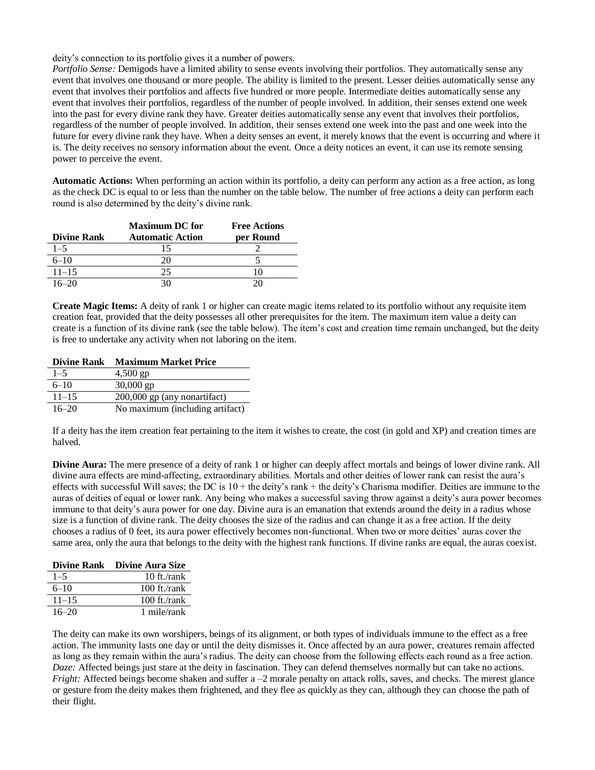deity's connection to its portfolio gives it a number of powers.

*Portfolio Sense:* Demigods have a limited ability to sense events involving their portfolios. They automatically sense any event that involves one thousand or more people. The ability is limited to the present. Lesser deities automatically sense any event that involves their portfolios and affects five hundred or more people. Intermediate deities automatically sense any event that involves their portfolios, regardless of the number of people involved. In addition, their senses extend one week into the past for every divine rank they have. Greater deities automatically sense any event that involves their portfolios, regardless of the number of people involved. In addition, their senses extend one week into the past and one week into the future for every divine rank they have. When a deity senses an event, it merely knows that the event is occurring and where it is. The deity receives no sensory information about the event. Once a deity notices an event, it can use its remote sensing power to perceive the event.

**Automatic Actions:** When performing an action within its portfolio, a deity can perform any action as a free action, as long as the check DC is equal to or less than the number on the table below. The number of free actions a deity can perform each round is also determined by the deity's divine rank.

| Divine Rank | Maximum DC for Automatic Action | Free Actions per Round |
|---|---|---|
| 1–5 | 15 | 2 |
| 6–10 | 20 | 5 |
| 11–15 | 25 | 10 |
| 16–20 | 30 | 20 |

**Create Magic Items:** A deity of rank 1 or higher can create magic items related to its portfolio without any requisite item creation feat, provided that the deity possesses all other prerequisites for the item. The maximum item value a deity can create is a function of its divine rank (see the table below). The item's cost and creation time remain unchanged, but the deity is free to undertake any activity when not laboring on the item.

| Divine Rank | Maximum Market Price |
|---|---|
| 1–5 | 4,500 gp |
| 6–10 | 30,000 gp |
| 11–15 | 200,000 gp (any nonartifact) |
| 16–20 | No maximum (including artifact) |

If a deity has the item creation feat pertaining to the item it wishes to create, the cost (in gold and XP) and creation times are halved.

**Divine Aura:** The mere presence of a deity of rank 1 or higher can deeply affect mortals and beings of lower divine rank. All divine aura effects are mind-affecting, extraordinary abilities. Mortals and other deities of lower rank can resist the aura's effects with successful Will saves; the DC is 10 + the deity's rank + the deity's Charisma modifier. Deities are immune to the auras of deities of equal or lower rank. Any being who makes a successful saving throw against a deity's aura power becomes immune to that deity's aura power for one day. Divine aura is an emanation that extends around the deity in a radius whose size is a function of divine rank. The deity chooses the size of the radius and can change it as a free action. If the deity chooses a radius of 0 feet, its aura power effectively becomes non-functional. When two or more deities' auras cover the same area, only the aura that belongs to the deity with the highest rank functions. If divine ranks are equal, the auras coexist.

| Divine Rank | Divine Aura Size |
|---|---|
| 1–5 | 10 ft./rank |
| 6–10 | 100 ft./rank |
| 11–15 | 100 ft./rank |
| 16–20 | 1 mile/rank |

The deity can make its own worshipers, beings of its alignment, or both types of individuals immune to the effect as a free action. The immunity lasts one day or until the deity dismisses it. Once affected by an aura power, creatures remain affected as long as they remain within the aura's radius. The deity can choose from the following effects each round as a free action.

*Daze:* Affected beings just stare at the deity in fascination. They can defend themselves normally but can take no actions.

*Fright:* Affected beings become shaken and suffer a –2 morale penalty on attack rolls, saves, and checks. The merest glance or gesture from the deity makes them frightened, and they flee as quickly as they can, although they can choose the path of their flight.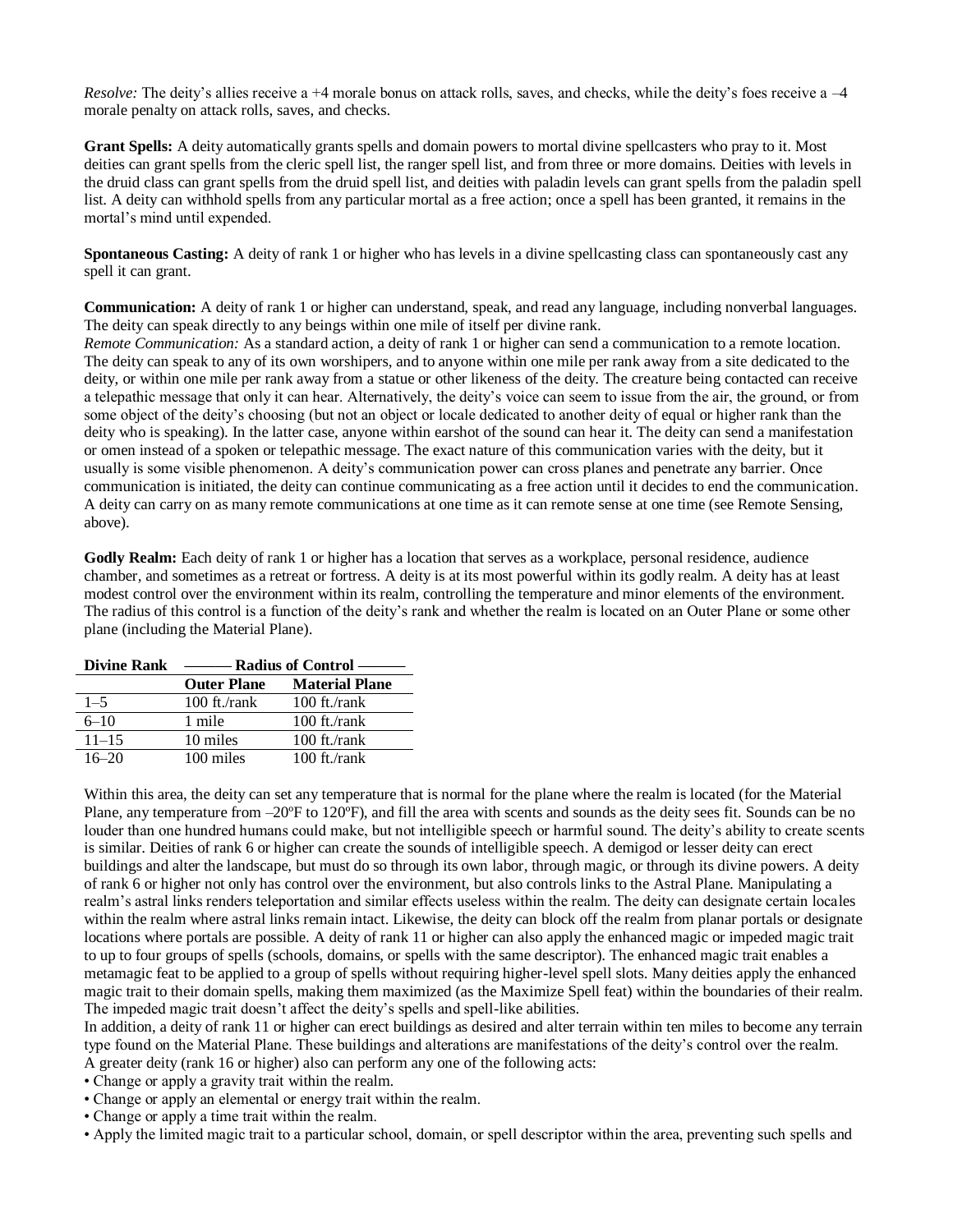*Resolve:* The deity's allies receive a +4 morale bonus on attack rolls, saves, and checks, while the deity's foes receive a –4 morale penalty on attack rolls, saves, and checks.

**Grant Spells:** A deity automatically grants spells and domain powers to mortal divine spellcasters who pray to it. Most deities can grant spells from the cleric spell list, the ranger spell list, and from three or more domains. Deities with levels in the druid class can grant spells from the druid spell list, and deities with paladin levels can grant spells from the paladin spell list. A deity can withhold spells from any particular mortal as a free action; once a spell has been granted, it remains in the mortal's mind until expended.

**Spontaneous Casting:** A deity of rank 1 or higher who has levels in a divine spellcasting class can spontaneously cast any spell it can grant.

**Communication:** A deity of rank 1 or higher can understand, speak, and read any language, including nonverbal languages. The deity can speak directly to any beings within one mile of itself per divine rank.

*Remote Communication:* As a standard action, a deity of rank 1 or higher can send a communication to a remote location. The deity can speak to any of its own worshipers, and to anyone within one mile per rank away from a site dedicated to the deity, or within one mile per rank away from a statue or other likeness of the deity. The creature being contacted can receive a telepathic message that only it can hear. Alternatively, the deity's voice can seem to issue from the air, the ground, or from some object of the deity's choosing (but not an object or locale dedicated to another deity of equal or higher rank than the deity who is speaking). In the latter case, anyone within earshot of the sound can hear it. The deity can send a manifestation or omen instead of a spoken or telepathic message. The exact nature of this communication varies with the deity, but it usually is some visible phenomenon. A deity's communication power can cross planes and penetrate any barrier. Once communication is initiated, the deity can continue communicating as a free action until it decides to end the communication. A deity can carry on as many remote communications at one time as it can remote sense at one time (see Remote Sensing, above).

**Godly Realm:** Each deity of rank 1 or higher has a location that serves as a workplace, personal residence, audience chamber, and sometimes as a retreat or fortress. A deity is at its most powerful within its godly realm. A deity has at least modest control over the environment within its realm, controlling the temperature and minor elements of the environment. The radius of this control is a function of the deity's rank and whether the realm is located on an Outer Plane or some other plane (including the Material Plane).

| Divine Rank | ——— Radius of Control ——— | |
|---|---|---|
| | **Outer Plane** | **Material Plane** |
| 1–5 | 100 ft./rank | 100 ft./rank |
| 6–10 | 1 mile | 100 ft./rank |
| 11–15 | 10 miles | 100 ft./rank |
| 16–20 | 100 miles | 100 ft./rank |

Within this area, the deity can set any temperature that is normal for the plane where the realm is located (for the Material Plane, any temperature from –20ºF to 120ºF), and fill the area with scents and sounds as the deity sees fit. Sounds can be no louder than one hundred humans could make, but not intelligible speech or harmful sound. The deity's ability to create scents is similar. Deities of rank 6 or higher can create the sounds of intelligible speech. A demigod or lesser deity can erect buildings and alter the landscape, but must do so through its own labor, through magic, or through its divine powers. A deity of rank 6 or higher not only has control over the environment, but also controls links to the Astral Plane. Manipulating a realm's astral links renders teleportation and similar effects useless within the realm. The deity can designate certain locales within the realm where astral links remain intact. Likewise, the deity can block off the realm from planar portals or designate locations where portals are possible. A deity of rank 11 or higher can also apply the enhanced magic or impeded magic trait to up to four groups of spells (schools, domains, or spells with the same descriptor). The enhanced magic trait enables a metamagic feat to be applied to a group of spells without requiring higher-level spell slots. Many deities apply the enhanced magic trait to their domain spells, making them maximized (as the Maximize Spell feat) within the boundaries of their realm. The impeded magic trait doesn't affect the deity's spells and spell-like abilities.

In addition, a deity of rank 11 or higher can erect buildings as desired and alter terrain within ten miles to become any terrain type found on the Material Plane. These buildings and alterations are manifestations of the deity's control over the realm.

A greater deity (rank 16 or higher) also can perform any one of the following acts:

- Change or apply a gravity trait within the realm.
- Change or apply an elemental or energy trait within the realm.
- Change or apply a time trait within the realm.
- Apply the limited magic trait to a particular school, domain, or spell descriptor within the area, preventing such spells and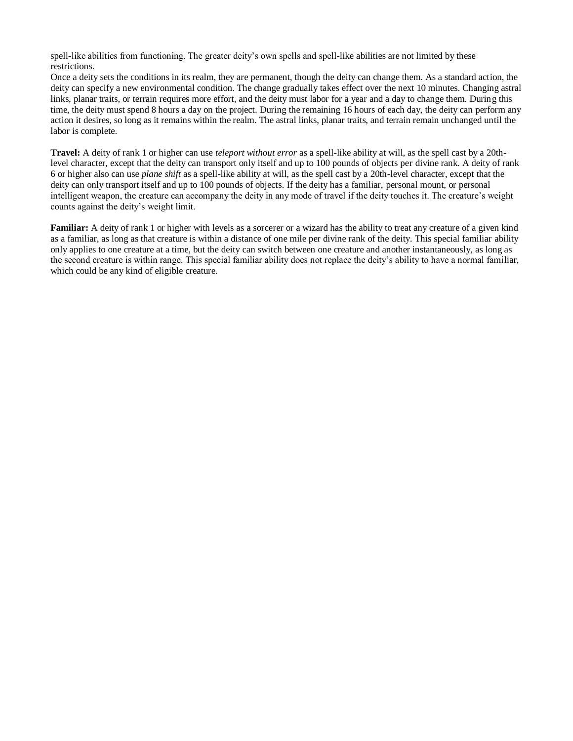spell-like abilities from functioning. The greater deity's own spells and spell-like abilities are not limited by these restrictions.

Once a deity sets the conditions in its realm, they are permanent, though the deity can change them. As a standard action, the deity can specify a new environmental condition. The change gradually takes effect over the next 10 minutes. Changing astral links, planar traits, or terrain requires more effort, and the deity must labor for a year and a day to change them. During this time, the deity must spend 8 hours a day on the project. During the remaining 16 hours of each day, the deity can perform any action it desires, so long as it remains within the realm. The astral links, planar traits, and terrain remain unchanged until the labor is complete.

**Travel:** A deity of rank 1 or higher can use *teleport without error* as a spell-like ability at will, as the spell cast by a 20th-level character, except that the deity can transport only itself and up to 100 pounds of objects per divine rank. A deity of rank 6 or higher also can use *plane shift* as a spell-like ability at will, as the spell cast by a 20th-level character, except that the deity can only transport itself and up to 100 pounds of objects. If the deity has a familiar, personal mount, or personal intelligent weapon, the creature can accompany the deity in any mode of travel if the deity touches it. The creature's weight counts against the deity's weight limit.

**Familiar:** A deity of rank 1 or higher with levels as a sorcerer or a wizard has the ability to treat any creature of a given kind as a familiar, as long as that creature is within a distance of one mile per divine rank of the deity. This special familiar ability only applies to one creature at a time, but the deity can switch between one creature and another instantaneously, as long as the second creature is within range. This special familiar ability does not replace the deity's ability to have a normal familiar, which could be any kind of eligible creature.